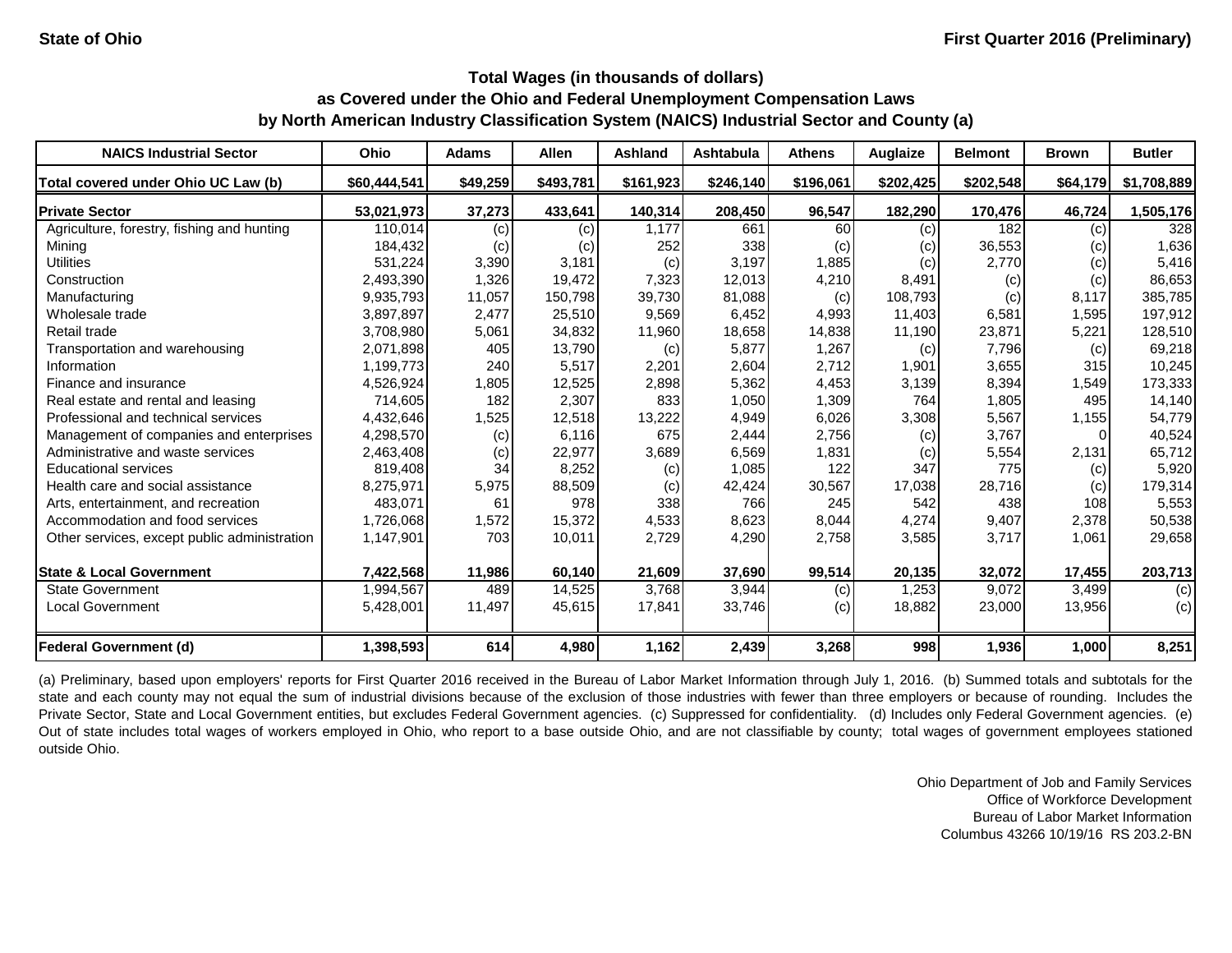**State of Ohio** **First Quarter 2016 (Preliminary)**

### Total Wages (in thousands of dollars)
### as Covered under the Ohio and Federal Unemployment Compensation Laws
### by North American Industry Classification System (NAICS) Industrial Sector and County (a)

| NAICS Industrial Sector | Ohio | Adams | Allen | Ashland | Ashtabula | Athens | Auglaize | Belmont | Brown | Butler |
|---|---|---|---|---|---|---|---|---|---|---|
| **Total covered under Ohio UC Law (b)** | **$60,444,541** | **$49,259** | **$493,781** | **$161,923** | **$246,140** | **$196,061** | **$202,425** | **$202,548** | **$64,179** | **$1,708,889** |
| **Private Sector** | **53,021,973** | **37,273** | **433,641** | **140,314** | **208,450** | **96,547** | **182,290** | **170,476** | **46,724** | **1,505,176** |
| Agriculture, forestry, fishing and hunting | 110,014 | (c) | (c) | 1,177 | 661 | 60 | (c) | 182 | (c) | 328 |
| Mining | 184,432 | (c) | (c) | 252 | 338 | (c) | (c) | 36,553 | (c) | 1,636 |
| Utilities | 531,224 | 3,390 | 3,181 | (c) | 3,197 | 1,885 | (c) | 2,770 | (c) | 5,416 |
| Construction | 2,493,390 | 1,326 | 19,472 | 7,323 | 12,013 | 4,210 | 8,491 | (c) | (c) | 86,653 |
| Manufacturing | 9,935,793 | 11,057 | 150,798 | 39,730 | 81,088 | (c) | 108,793 | (c) | 8,117 | 385,785 |
| Wholesale trade | 3,897,897 | 2,477 | 25,510 | 9,569 | 6,452 | 4,993 | 11,403 | 6,581 | 1,595 | 197,912 |
| Retail trade | 3,708,980 | 5,061 | 34,832 | 11,960 | 18,658 | 14,838 | 11,190 | 23,871 | 5,221 | 128,510 |
| Transportation and warehousing | 2,071,898 | 405 | 13,790 | (c) | 5,877 | 1,267 | (c) | 7,796 | (c) | 69,218 |
| Information | 1,199,773 | 240 | 5,517 | 2,201 | 2,604 | 2,712 | 1,901 | 3,655 | 315 | 10,245 |
| Finance and insurance | 4,526,924 | 1,805 | 12,525 | 2,898 | 5,362 | 4,453 | 3,139 | 8,394 | 1,549 | 173,333 |
| Real estate and rental and leasing | 714,605 | 182 | 2,307 | 833 | 1,050 | 1,309 | 764 | 1,805 | 495 | 14,140 |
| Professional and technical services | 4,432,646 | 1,525 | 12,518 | 13,222 | 4,949 | 6,026 | 3,308 | 5,567 | 1,155 | 54,779 |
| Management of companies and enterprises | 4,298,570 | (c) | 6,116 | 675 | 2,444 | 2,756 | (c) | 3,767 | 0 | 40,524 |
| Administrative and waste services | 2,463,408 | (c) | 22,977 | 3,689 | 6,569 | 1,831 | (c) | 5,554 | 2,131 | 65,712 |
| Educational services | 819,408 | 34 | 8,252 | (c) | 1,085 | 122 | 347 | 775 | (c) | 5,920 |
| Health care and social assistance | 8,275,971 | 5,975 | 88,509 | (c) | 42,424 | 30,567 | 17,038 | 28,716 | (c) | 179,314 |
| Arts, entertainment, and recreation | 483,071 | 61 | 978 | 338 | 766 | 245 | 542 | 438 | 108 | 5,553 |
| Accommodation and food services | 1,726,068 | 1,572 | 15,372 | 4,533 | 8,623 | 8,044 | 4,274 | 9,407 | 2,378 | 50,538 |
| Other services, except public administration | 1,147,901 | 703 | 10,011 | 2,729 | 4,290 | 2,758 | 3,585 | 3,717 | 1,061 | 29,658 |
| **State & Local Government** | **7,422,568** | **11,986** | **60,140** | **21,609** | **37,690** | **99,514** | **20,135** | **32,072** | **17,455** | **203,713** |
| State Government | 1,994,567 | 489 | 14,525 | 3,768 | 3,944 | (c) | 1,253 | 9,072 | 3,499 | (c) |
| Local Government | 5,428,001 | 11,497 | 45,615 | 17,841 | 33,746 | (c) | 18,882 | 23,000 | 13,956 | (c) |
| **Federal Government (d)** | **1,398,593** | **614** | **4,980** | **1,162** | **2,439** | **3,268** | **998** | **1,936** | **1,000** | **8,251** |

(a) Preliminary, based upon employers' reports for First Quarter 2016 received in the Bureau of Labor Market Information through July 1, 2016. (b) Summed totals and subtotals for the state and each county may not equal the sum of industrial divisions because of the exclusion of those industries with fewer than three employers or because of rounding. Includes the Private Sector, State and Local Government entities, but excludes Federal Government agencies. (c) Suppressed for confidentiality. (d) Includes only Federal Government agencies. (e) Out of state includes total wages of workers employed in Ohio, who report to a base outside Ohio, and are not classifiable by county; total wages of government employees stationed outside Ohio.

Ohio Department of Job and Family Services
Office of Workforce Development
Bureau of Labor Market Information
Columbus 43266 10/19/16 RS 203.2-BN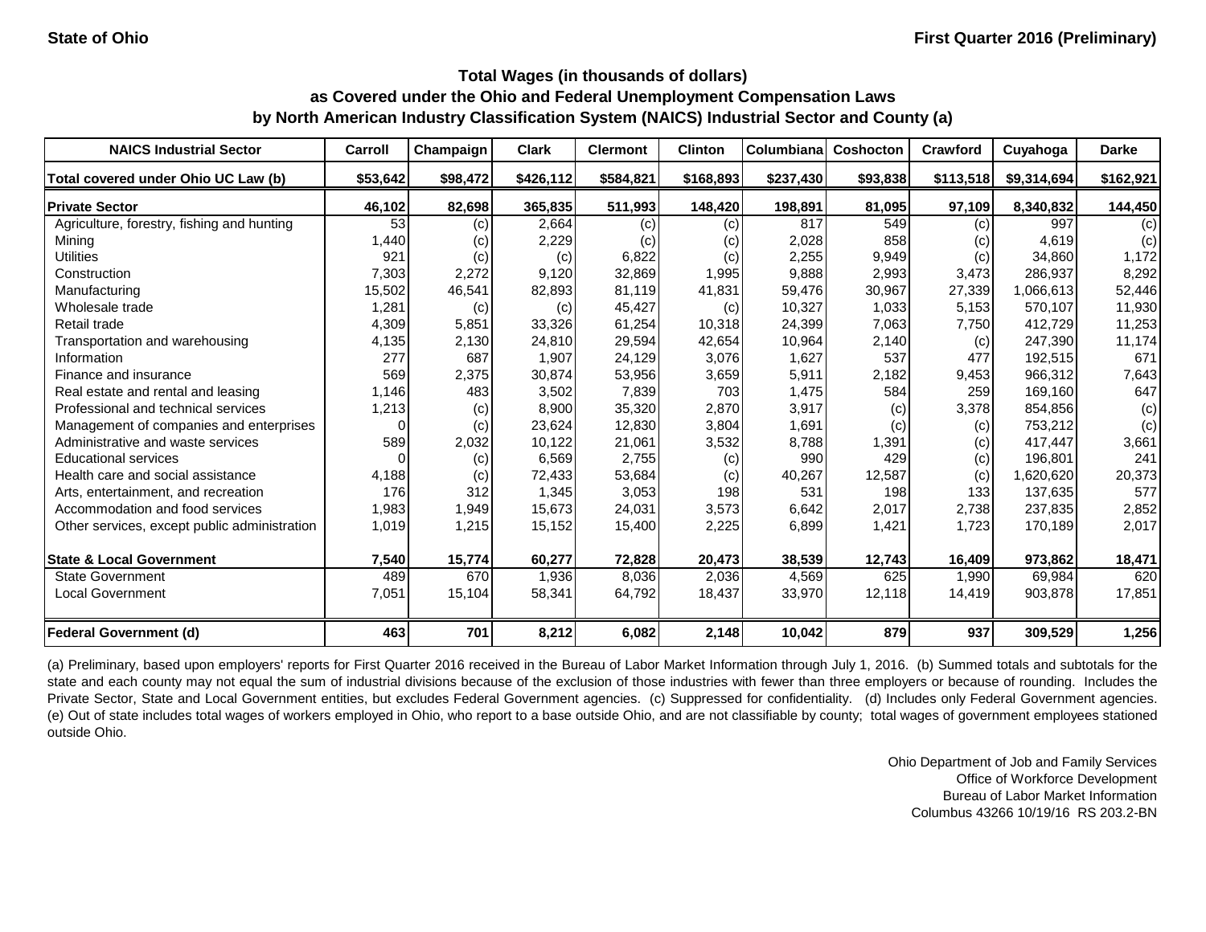State of Ohio

First Quarter 2016 (Preliminary)

## Total Wages (in thousands of dollars)
## as Covered under the Ohio and Federal Unemployment Compensation Laws
## by North American Industry Classification System (NAICS) Industrial Sector and County (a)

| NAICS Industrial Sector | Carroll | Champaign | Clark | Clermont | Clinton | Columbiana | Coshocton | Crawford | Cuyahoga | Darke |
|---|---|---|---|---|---|---|---|---|---|---|
| Total covered under Ohio UC Law (b) | $53,642 | $98,472 | $426,112 | $584,821 | $168,893 | $237,430 | $93,838 | $113,518 | $9,314,694 | $162,921 |
| **Private Sector** | **46,102** | **82,698** | **365,835** | **511,993** | **148,420** | **198,891** | **81,095** | **97,109** | **8,340,832** | **144,450** |
| Agriculture, forestry, fishing and hunting | 53 | (c) | 2,664 | (c) | (c) | 817 | 549 | (c) | 997 | (c) |
| Mining | 1,440 | (c) | 2,229 | (c) | (c) | 2,028 | 858 | (c) | 4,619 | (c) |
| Utilities | 921 | (c) | (c) | 6,822 | (c) | 2,255 | 9,949 | (c) | 34,860 | 1,172 |
| Construction | 7,303 | 2,272 | 9,120 | 32,869 | 1,995 | 9,888 | 2,993 | 3,473 | 286,937 | 8,292 |
| Manufacturing | 15,502 | 46,541 | 82,893 | 81,119 | 41,831 | 59,476 | 30,967 | 27,339 | 1,066,613 | 52,446 |
| Wholesale trade | 1,281 | (c) | (c) | 45,427 | (c) | 10,327 | 1,033 | 5,153 | 570,107 | 11,930 |
| Retail trade | 4,309 | 5,851 | 33,326 | 61,254 | 10,318 | 24,399 | 7,063 | 7,750 | 412,729 | 11,253 |
| Transportation and warehousing | 4,135 | 2,130 | 24,810 | 29,594 | 42,654 | 10,964 | 2,140 | (c) | 247,390 | 11,174 |
| Information | 277 | 687 | 1,907 | 24,129 | 3,076 | 1,627 | 537 | 477 | 192,515 | 671 |
| Finance and insurance | 569 | 2,375 | 30,874 | 53,956 | 3,659 | 5,911 | 2,182 | 9,453 | 966,312 | 7,643 |
| Real estate and rental and leasing | 1,146 | 483 | 3,502 | 7,839 | 703 | 1,475 | 584 | 259 | 169,160 | 647 |
| Professional and technical services | 1,213 | (c) | 8,900 | 35,320 | 2,870 | 3,917 | (c) | 3,378 | 854,856 | (c) |
| Management of companies and enterprises | 0 | (c) | 23,624 | 12,830 | 3,804 | 1,691 | (c) | (c) | 753,212 | (c) |
| Administrative and waste services | 589 | 2,032 | 10,122 | 21,061 | 3,532 | 8,788 | 1,391 | (c) | 417,447 | 3,661 |
| Educational services | 0 | (c) | 6,569 | 2,755 | (c) | 990 | 429 | (c) | 196,801 | 241 |
| Health care and social assistance | 4,188 | (c) | 72,433 | 53,684 | (c) | 40,267 | 12,587 | (c) | 1,620,620 | 20,373 |
| Arts, entertainment, and recreation | 176 | 312 | 1,345 | 3,053 | 198 | 531 | 198 | 133 | 137,635 | 577 |
| Accommodation and food services | 1,983 | 1,949 | 15,673 | 24,031 | 3,573 | 6,642 | 2,017 | 2,738 | 237,835 | 2,852 |
| Other services, except public administration | 1,019 | 1,215 | 15,152 | 15,400 | 2,225 | 6,899 | 1,421 | 1,723 | 170,189 | 2,017 |
| **State & Local Government** | **7,540** | **15,774** | **60,277** | **72,828** | **20,473** | **38,539** | **12,743** | **16,409** | **973,862** | **18,471** |
| State Government | 489 | 670 | 1,936 | 8,036 | 2,036 | 4,569 | 625 | 1,990 | 69,984 | 620 |
| Local Government | 7,051 | 15,104 | 58,341 | 64,792 | 18,437 | 33,970 | 12,118 | 14,419 | 903,878 | 17,851 |
| **Federal Government (d)** | **463** | **701** | **8,212** | **6,082** | **2,148** | **10,042** | **879** | **937** | **309,529** | **1,256** |

(a) Preliminary, based upon employers' reports for First Quarter 2016 received in the Bureau of Labor Market Information through July 1, 2016. (b) Summed totals and subtotals for the state and each county may not equal the sum of industrial divisions because of the exclusion of those industries with fewer than three employers or because of rounding. Includes the Private Sector, State and Local Government entities, but excludes Federal Government agencies. (c) Suppressed for confidentiality. (d) Includes only Federal Government agencies. (e) Out of state includes total wages of workers employed in Ohio, who report to a base outside Ohio, and are not classifiable by county; total wages of government employees stationed outside Ohio.

Ohio Department of Job and Family Services
Office of Workforce Development
Bureau of Labor Market Information
Columbus 43266 10/19/16 RS 203.2-BN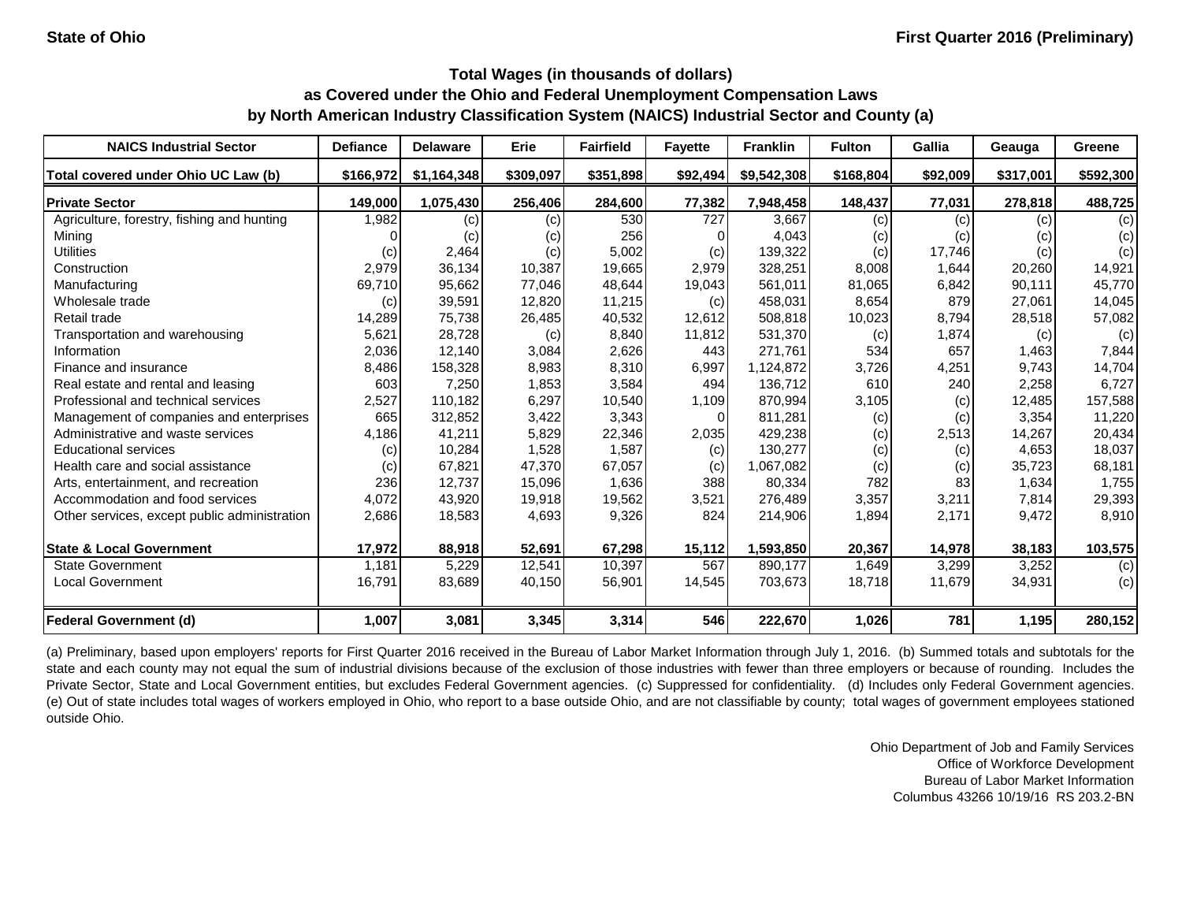State of Ohio | First Quarter 2016 (Preliminary)

## Total Wages (in thousands of dollars) as Covered under the Ohio and Federal Unemployment Compensation Laws by North American Industry Classification System (NAICS) Industrial Sector and County (a)

| NAICS Industrial Sector | Defiance | Delaware | Erie | Fairfield | Fayette | Franklin | Fulton | Gallia | Geauga | Greene |
|---|---|---|---|---|---|---|---|---|---|---|
| Total covered under Ohio UC Law (b) | $166,972 | $1,164,348 | $309,097 | $351,898 | $92,494 | $9,542,308 | $168,804 | $92,009 | $317,001 | $592,300 |
| **Private Sector** | **149,000** | **1,075,430** | **256,406** | **284,600** | **77,382** | **7,948,458** | **148,437** | **77,031** | **278,818** | **488,725** |
| Agriculture, forestry, fishing and hunting | 1,982 | (c) | (c) | 530 | 727 | 3,667 | (c) | (c) | (c) | (c) |
| Mining | 0 | (c) | (c) | 256 | 0 | 4,043 | (c) | (c) | (c) | (c) |
| Utilities | (c) | 2,464 | (c) | 5,002 | (c) | 139,322 | (c) | 17,746 | (c) | (c) |
| Construction | 2,979 | 36,134 | 10,387 | 19,665 | 2,979 | 328,251 | 8,008 | 1,644 | 20,260 | 14,921 |
| Manufacturing | 69,710 | 95,662 | 77,046 | 48,644 | 19,043 | 561,011 | 81,065 | 6,842 | 90,111 | 45,770 |
| Wholesale trade | (c) | 39,591 | 12,820 | 11,215 | (c) | 458,031 | 8,654 | 879 | 27,061 | 14,045 |
| Retail trade | 14,289 | 75,738 | 26,485 | 40,532 | 12,612 | 508,818 | 10,023 | 8,794 | 28,518 | 57,082 |
| Transportation and warehousing | 5,621 | 28,728 | (c) | 8,840 | 11,812 | 531,370 | (c) | 1,874 | (c) | (c) |
| Information | 2,036 | 12,140 | 3,084 | 2,626 | 443 | 271,761 | 534 | 657 | 1,463 | 7,844 |
| Finance and insurance | 8,486 | 158,328 | 8,983 | 8,310 | 6,997 | 1,124,872 | 3,726 | 4,251 | 9,743 | 14,704 |
| Real estate and rental and leasing | 603 | 7,250 | 1,853 | 3,584 | 494 | 136,712 | 610 | 240 | 2,258 | 6,727 |
| Professional and technical services | 2,527 | 110,182 | 6,297 | 10,540 | 1,109 | 870,994 | 3,105 | (c) | 12,485 | 157,588 |
| Management of companies and enterprises | 665 | 312,852 | 3,422 | 3,343 | 0 | 811,281 | (c) | (c) | 3,354 | 11,220 |
| Administrative and waste services | 4,186 | 41,211 | 5,829 | 22,346 | 2,035 | 429,238 | (c) | 2,513 | 14,267 | 20,434 |
| Educational services | (c) | 10,284 | 1,528 | 1,587 | (c) | 130,277 | (c) | (c) | 4,653 | 18,037 |
| Health care and social assistance | (c) | 67,821 | 47,370 | 67,057 | (c) | 1,067,082 | (c) | (c) | 35,723 | 68,181 |
| Arts, entertainment, and recreation | 236 | 12,737 | 15,096 | 1,636 | 388 | 80,334 | 782 | 83 | 1,634 | 1,755 |
| Accommodation and food services | 4,072 | 43,920 | 19,918 | 19,562 | 3,521 | 276,489 | 3,357 | 3,211 | 7,814 | 29,393 |
| Other services, except public administration | 2,686 | 18,583 | 4,693 | 9,326 | 824 | 214,906 | 1,894 | 2,171 | 9,472 | 8,910 |
| **State & Local Government** | **17,972** | **88,918** | **52,691** | **67,298** | **15,112** | **1,593,850** | **20,367** | **14,978** | **38,183** | **103,575** |
| State Government | 1,181 | 5,229 | 12,541 | 10,397 | 567 | 890,177 | 1,649 | 3,299 | 3,252 | (c) |
| Local Government | 16,791 | 83,689 | 40,150 | 56,901 | 14,545 | 703,673 | 18,718 | 11,679 | 34,931 | (c) |
| **Federal Government (d)** | **1,007** | **3,081** | **3,345** | **3,314** | **546** | **222,670** | **1,026** | **781** | **1,195** | **280,152** |

(a) Preliminary, based upon employers' reports for First Quarter 2016 received in the Bureau of Labor Market Information through July 1, 2016. (b) Summed totals and subtotals for the state and each county may not equal the sum of industrial divisions because of the exclusion of those industries with fewer than three employers or because of rounding. Includes the Private Sector, State and Local Government entities, but excludes Federal Government agencies. (c) Suppressed for confidentiality. (d) Includes only Federal Government agencies. (e) Out of state includes total wages of workers employed in Ohio, who report to a base outside Ohio, and are not classifiable by county; total wages of government employees stationed outside Ohio.

Ohio Department of Job and Family Services
Office of Workforce Development
Bureau of Labor Market Information
Columbus 43266 10/19/16 RS 203.2-BN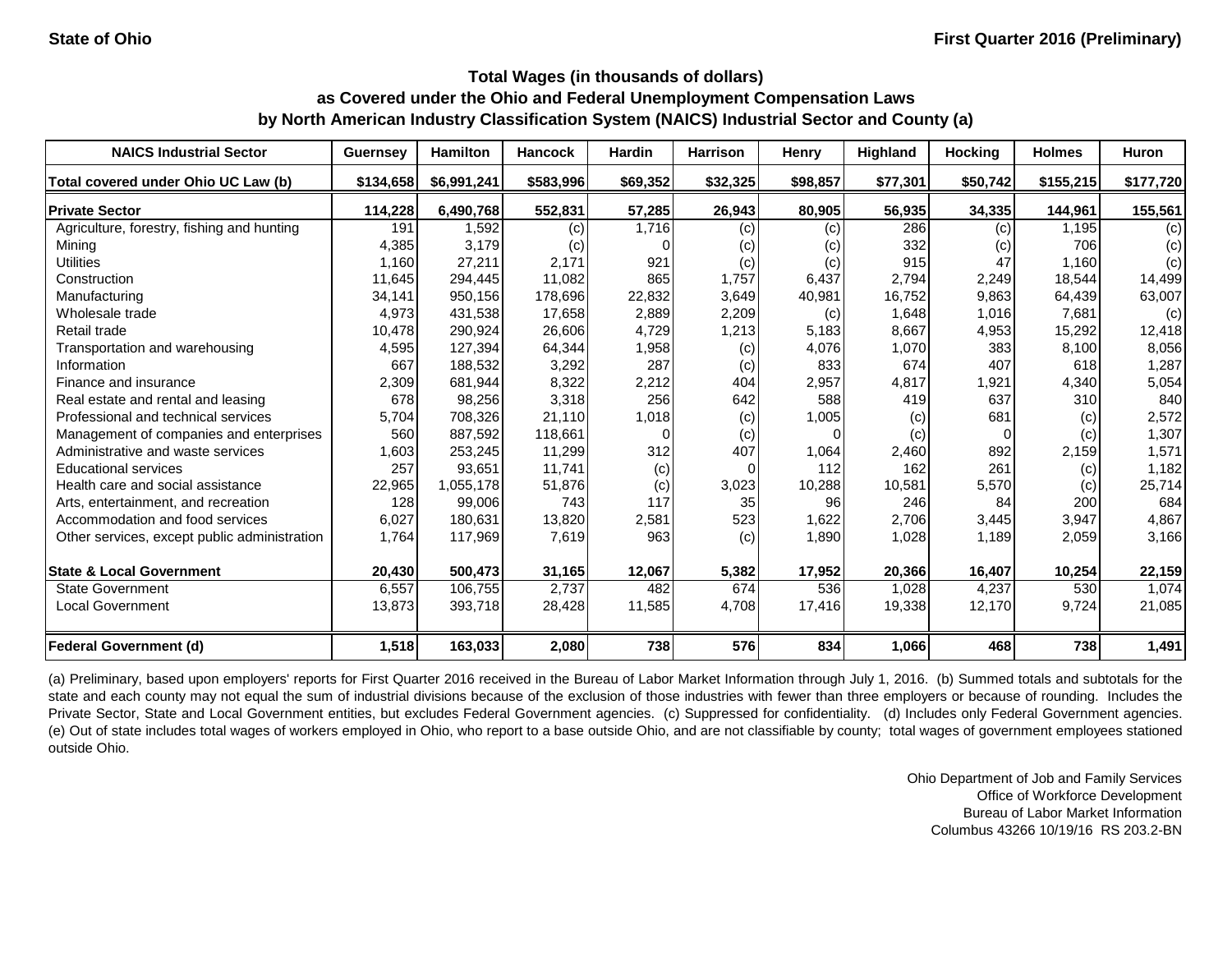State of Ohio

First Quarter 2016 (Preliminary)

## Total Wages (in thousands of dollars) as Covered under the Ohio and Federal Unemployment Compensation Laws by North American Industry Classification System (NAICS) Industrial Sector and County (a)

| NAICS Industrial Sector | Guernsey | Hamilton | Hancock | Hardin | Harrison | Henry | Highland | Hocking | Holmes | Huron |
|---|---|---|---|---|---|---|---|---|---|---|
| **Total covered under Ohio UC Law (b)** | **$134,658** | **$6,991,241** | **$583,996** | **$69,352** | **$32,325** | **$98,857** | **$77,301** | **$50,742** | **$155,215** | **$177,720** |
| **Private Sector** | **114,228** | **6,490,768** | **552,831** | **57,285** | **26,943** | **80,905** | **56,935** | **34,335** | **144,961** | **155,561** |
| Agriculture, forestry, fishing and hunting | 191 | 1,592 | (c) | 1,716 | (c) | (c) | 286 | (c) | 1,195 | (c) |
| Mining | 4,385 | 3,179 | (c) | 0 | (c) | (c) | 332 | (c) | 706 | (c) |
| Utilities | 1,160 | 27,211 | 2,171 | 921 | (c) | (c) | 915 | 47 | 1,160 | (c) |
| Construction | 11,645 | 294,445 | 11,082 | 865 | 1,757 | 6,437 | 2,794 | 2,249 | 18,544 | 14,499 |
| Manufacturing | 34,141 | 950,156 | 178,696 | 22,832 | 3,649 | 40,981 | 16,752 | 9,863 | 64,439 | 63,007 |
| Wholesale trade | 4,973 | 431,538 | 17,658 | 2,889 | 2,209 | (c) | 1,648 | 1,016 | 7,681 | (c) |
| Retail trade | 10,478 | 290,924 | 26,606 | 4,729 | 1,213 | 5,183 | 8,667 | 4,953 | 15,292 | 12,418 |
| Transportation and warehousing | 4,595 | 127,394 | 64,344 | 1,958 | (c) | 4,076 | 1,070 | 383 | 8,100 | 8,056 |
| Information | 667 | 188,532 | 3,292 | 287 | (c) | 833 | 674 | 407 | 618 | 1,287 |
| Finance and insurance | 2,309 | 681,944 | 8,322 | 2,212 | 404 | 2,957 | 4,817 | 1,921 | 4,340 | 5,054 |
| Real estate and rental and leasing | 678 | 98,256 | 3,318 | 256 | 642 | 588 | 419 | 637 | 310 | 840 |
| Professional and technical services | 5,704 | 708,326 | 21,110 | 1,018 | (c) | 1,005 | (c) | 681 | (c) | 2,572 |
| Management of companies and enterprises | 560 | 887,592 | 118,661 | 0 | (c) | 0 | (c) | 0 | (c) | 1,307 |
| Administrative and waste services | 1,603 | 253,245 | 11,299 | 312 | 407 | 1,064 | 2,460 | 892 | 2,159 | 1,571 |
| Educational services | 257 | 93,651 | 11,741 | (c) | 0 | 112 | 162 | 261 | (c) | 1,182 |
| Health care and social assistance | 22,965 | 1,055,178 | 51,876 | (c) | 3,023 | 10,288 | 10,581 | 5,570 | (c) | 25,714 |
| Arts, entertainment, and recreation | 128 | 99,006 | 743 | 117 | 35 | 96 | 246 | 84 | 200 | 684 |
| Accommodation and food services | 6,027 | 180,631 | 13,820 | 2,581 | 523 | 1,622 | 2,706 | 3,445 | 3,947 | 4,867 |
| Other services, except public administration | 1,764 | 117,969 | 7,619 | 963 | (c) | 1,890 | 1,028 | 1,189 | 2,059 | 3,166 |
| **State & Local Government** | **20,430** | **500,473** | **31,165** | **12,067** | **5,382** | **17,952** | **20,366** | **16,407** | **10,254** | **22,159** |
| State Government | 6,557 | 106,755 | 2,737 | 482 | 674 | 536 | 1,028 | 4,237 | 530 | 1,074 |
| Local Government | 13,873 | 393,718 | 28,428 | 11,585 | 4,708 | 17,416 | 19,338 | 12,170 | 9,724 | 21,085 |
| **Federal Government (d)** | **1,518** | **163,033** | **2,080** | **738** | **576** | **834** | **1,066** | **468** | **738** | **1,491** |

(a) Preliminary, based upon employers' reports for First Quarter 2016 received in the Bureau of Labor Market Information through July 1, 2016. (b) Summed totals and subtotals for the state and each county may not equal the sum of industrial divisions because of the exclusion of those industries with fewer than three employers or because of rounding. Includes the Private Sector, State and Local Government entities, but excludes Federal Government agencies. (c) Suppressed for confidentiality. (d) Includes only Federal Government agencies. (e) Out of state includes total wages of workers employed in Ohio, who report to a base outside Ohio, and are not classifiable by county; total wages of government employees stationed outside Ohio.

Ohio Department of Job and Family Services
Office of Workforce Development
Bureau of Labor Market Information
Columbus 43266 10/19/16 RS 203.2-BN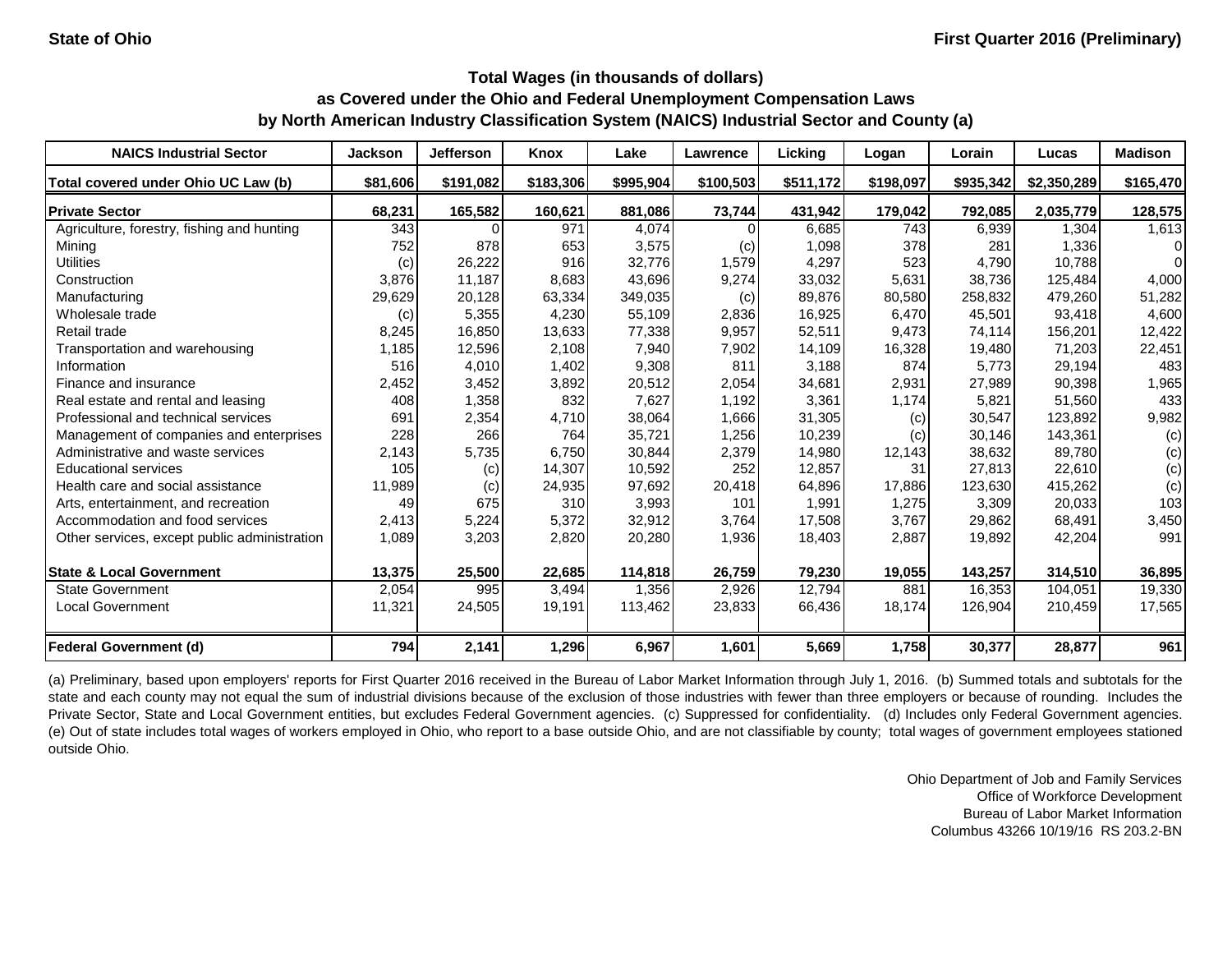State of Ohio

First Quarter 2016 (Preliminary)

### Total Wages (in thousands of dollars) as Covered under the Ohio and Federal Unemployment Compensation Laws by North American Industry Classification System (NAICS) Industrial Sector and County (a)

| NAICS Industrial Sector | Jackson | Jefferson | Knox | Lake | Lawrence | Licking | Logan | Lorain | Lucas | Madison |
|---|---|---|---|---|---|---|---|---|---|---|
| **Total covered under Ohio UC Law (b)** | **$81,606** | **$191,082** | **$183,306** | **$995,904** | **$100,503** | **$511,172** | **$198,097** | **$935,342** | **$2,350,289** | **$165,470** |
| **Private Sector** | **68,231** | **165,582** | **160,621** | **881,086** | **73,744** | **431,942** | **179,042** | **792,085** | **2,035,779** | **128,575** |
| Agriculture, forestry, fishing and hunting | 343 | 0 | 971 | 4,074 | 0 | 6,685 | 743 | 6,939 | 1,304 | 1,613 |
| Mining | 752 | 878 | 653 | 3,575 | (c) | 1,098 | 378 | 281 | 1,336 | 0 |
| Utilities | (c) | 26,222 | 916 | 32,776 | 1,579 | 4,297 | 523 | 4,790 | 10,788 | 0 |
| Construction | 3,876 | 11,187 | 8,683 | 43,696 | 9,274 | 33,032 | 5,631 | 38,736 | 125,484 | 4,000 |
| Manufacturing | 29,629 | 20,128 | 63,334 | 349,035 | (c) | 89,876 | 80,580 | 258,832 | 479,260 | 51,282 |
| Wholesale trade | (c) | 5,355 | 4,230 | 55,109 | 2,836 | 16,925 | 6,470 | 45,501 | 93,418 | 4,600 |
| Retail trade | 8,245 | 16,850 | 13,633 | 77,338 | 9,957 | 52,511 | 9,473 | 74,114 | 156,201 | 12,422 |
| Transportation and warehousing | 1,185 | 12,596 | 2,108 | 7,940 | 7,902 | 14,109 | 16,328 | 19,480 | 71,203 | 22,451 |
| Information | 516 | 4,010 | 1,402 | 9,308 | 811 | 3,188 | 874 | 5,773 | 29,194 | 483 |
| Finance and insurance | 2,452 | 3,452 | 3,892 | 20,512 | 2,054 | 34,681 | 2,931 | 27,989 | 90,398 | 1,965 |
| Real estate and rental and leasing | 408 | 1,358 | 832 | 7,627 | 1,192 | 3,361 | 1,174 | 5,821 | 51,560 | 433 |
| Professional and technical services | 691 | 2,354 | 4,710 | 38,064 | 1,666 | 31,305 | (c) | 30,547 | 123,892 | 9,982 |
| Management of companies and enterprises | 228 | 266 | 764 | 35,721 | 1,256 | 10,239 | (c) | 30,146 | 143,361 | (c) |
| Administrative and waste services | 2,143 | 5,735 | 6,750 | 30,844 | 2,379 | 14,980 | 12,143 | 38,632 | 89,780 | (c) |
| Educational services | 105 | (c) | 14,307 | 10,592 | 252 | 12,857 | 31 | 27,813 | 22,610 | (c) |
| Health care and social assistance | 11,989 | (c) | 24,935 | 97,692 | 20,418 | 64,896 | 17,886 | 123,630 | 415,262 | (c) |
| Arts, entertainment, and recreation | 49 | 675 | 310 | 3,993 | 101 | 1,991 | 1,275 | 3,309 | 20,033 | 103 |
| Accommodation and food services | 2,413 | 5,224 | 5,372 | 32,912 | 3,764 | 17,508 | 3,767 | 29,862 | 68,491 | 3,450 |
| Other services, except public administration | 1,089 | 3,203 | 2,820 | 20,280 | 1,936 | 18,403 | 2,887 | 19,892 | 42,204 | 991 |
| **State & Local Government** | **13,375** | **25,500** | **22,685** | **114,818** | **26,759** | **79,230** | **19,055** | **143,257** | **314,510** | **36,895** |
| State Government | 2,054 | 995 | 3,494 | 1,356 | 2,926 | 12,794 | 881 | 16,353 | 104,051 | 19,330 |
| Local Government | 11,321 | 24,505 | 19,191 | 113,462 | 23,833 | 66,436 | 18,174 | 126,904 | 210,459 | 17,565 |
| **Federal Government (d)** | **794** | **2,141** | **1,296** | **6,967** | **1,601** | **5,669** | **1,758** | **30,377** | **28,877** | **961** |

(a) Preliminary, based upon employers' reports for First Quarter 2016 received in the Bureau of Labor Market Information through July 1, 2016. (b) Summed totals and subtotals for the state and each county may not equal the sum of industrial divisions because of the exclusion of those industries with fewer than three employers or because of rounding. Includes the Private Sector, State and Local Government entities, but excludes Federal Government agencies. (c) Suppressed for confidentiality. (d) Includes only Federal Government agencies. (e) Out of state includes total wages of workers employed in Ohio, who report to a base outside Ohio, and are not classifiable by county; total wages of government employees stationed outside Ohio.

Ohio Department of Job and Family Services
Office of Workforce Development
Bureau of Labor Market Information
Columbus 43266 10/19/16 RS 203.2-BN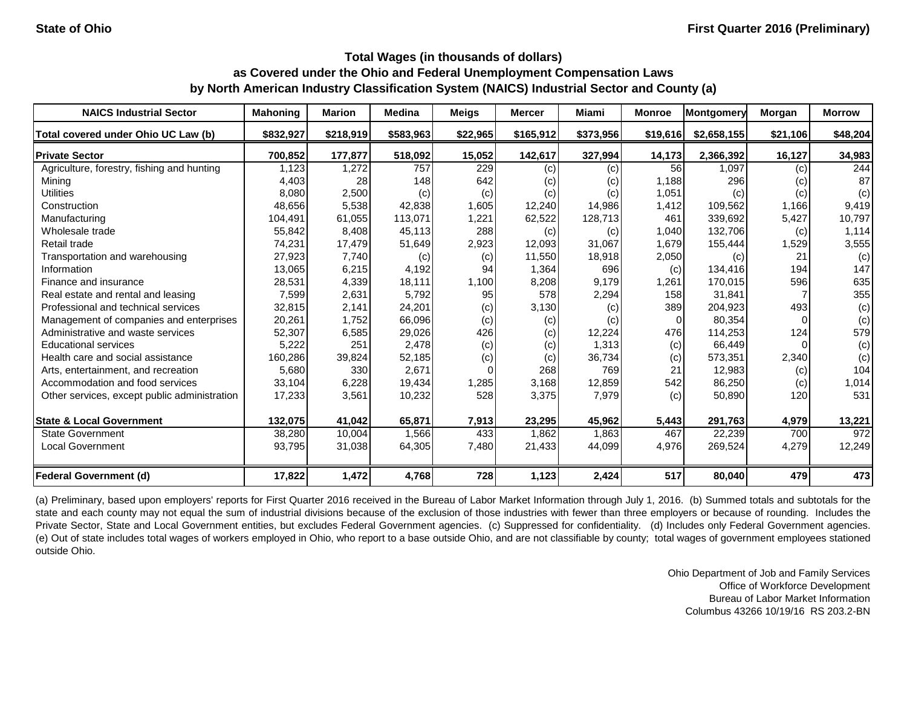State of Ohio

First Quarter 2016 (Preliminary)

## Total Wages (in thousands of dollars)
## as Covered under the Ohio and Federal Unemployment Compensation Laws
## by North American Industry Classification System (NAICS) Industrial Sector and County (a)

| NAICS Industrial Sector | Mahoning | Marion | Medina | Meigs | Mercer | Miami | Monroe | Montgomery | Morgan | Morrow |
|---|---|---|---|---|---|---|---|---|---|---|
| **Total covered under Ohio UC Law (b)** | **$832,927** | **$218,919** | **$583,963** | **$22,965** | **$165,912** | **$373,956** | **$19,616** | **$2,658,155** | **$21,106** | **$48,204** |
| **Private Sector** | **700,852** | **177,877** | **518,092** | **15,052** | **142,617** | **327,994** | **14,173** | **2,366,392** | **16,127** | **34,983** |
| Agriculture, forestry, fishing and hunting | 1,123 | 1,272 | 757 | 229 | (c) | (c) | 56 | 1,097 | (c) | 244 |
| Mining | 4,403 | 28 | 148 | 642 | (c) | (c) | 1,188 | 296 | (c) | 87 |
| Utilities | 8,080 | 2,500 | (c) | (c) | (c) | (c) | 1,051 | (c) | (c) | (c) |
| Construction | 48,656 | 5,538 | 42,838 | 1,605 | 12,240 | 14,986 | 1,412 | 109,562 | 1,166 | 9,419 |
| Manufacturing | 104,491 | 61,055 | 113,071 | 1,221 | 62,522 | 128,713 | 461 | 339,692 | 5,427 | 10,797 |
| Wholesale trade | 55,842 | 8,408 | 45,113 | 288 | (c) | (c) | 1,040 | 132,706 | (c) | 1,114 |
| Retail trade | 74,231 | 17,479 | 51,649 | 2,923 | 12,093 | 31,067 | 1,679 | 155,444 | 1,529 | 3,555 |
| Transportation and warehousing | 27,923 | 7,740 | (c) | (c) | 11,550 | 18,918 | 2,050 | (c) | 21 | (c) |
| Information | 13,065 | 6,215 | 4,192 | 94 | 1,364 | 696 | (c) | 134,416 | 194 | 147 |
| Finance and insurance | 28,531 | 4,339 | 18,111 | 1,100 | 8,208 | 9,179 | 1,261 | 170,015 | 596 | 635 |
| Real estate and rental and leasing | 7,599 | 2,631 | 5,792 | 95 | 578 | 2,294 | 158 | 31,841 | 7 | 355 |
| Professional and technical services | 32,815 | 2,141 | 24,201 | (c) | 3,130 | (c) | 389 | 204,923 | 493 | (c) |
| Management of companies and enterprises | 20,261 | 1,752 | 66,096 | (c) | (c) | (c) | 0 | 80,354 | 0 | (c) |
| Administrative and waste services | 52,307 | 6,585 | 29,026 | 426 | (c) | 12,224 | 476 | 114,253 | 124 | 579 |
| Educational services | 5,222 | 251 | 2,478 | (c) | (c) | 1,313 | (c) | 66,449 | 0 | (c) |
| Health care and social assistance | 160,286 | 39,824 | 52,185 | (c) | (c) | 36,734 | (c) | 573,351 | 2,340 | (c) |
| Arts, entertainment, and recreation | 5,680 | 330 | 2,671 | 0 | 268 | 769 | 21 | 12,983 | (c) | 104 |
| Accommodation and food services | 33,104 | 6,228 | 19,434 | 1,285 | 3,168 | 12,859 | 542 | 86,250 | (c) | 1,014 |
| Other services, except public administration | 17,233 | 3,561 | 10,232 | 528 | 3,375 | 7,979 | (c) | 50,890 | 120 | 531 |
| **State & Local Government** | **132,075** | **41,042** | **65,871** | **7,913** | **23,295** | **45,962** | **5,443** | **291,763** | **4,979** | **13,221** |
| State Government | 38,280 | 10,004 | 1,566 | 433 | 1,862 | 1,863 | 467 | 22,239 | 700 | 972 |
| Local Government | 93,795 | 31,038 | 64,305 | 7,480 | 21,433 | 44,099 | 4,976 | 269,524 | 4,279 | 12,249 |
| **Federal Government (d)** | **17,822** | **1,472** | **4,768** | **728** | **1,123** | **2,424** | **517** | **80,040** | **479** | **473** |

(a) Preliminary, based upon employers' reports for First Quarter 2016 received in the Bureau of Labor Market Information through July 1, 2016. (b) Summed totals and subtotals for the state and each county may not equal the sum of industrial divisions because of the exclusion of those industries with fewer than three employers or because of rounding. Includes the Private Sector, State and Local Government entities, but excludes Federal Government agencies. (c) Suppressed for confidentiality. (d) Includes only Federal Government agencies. (e) Out of state includes total wages of workers employed in Ohio, who report to a base outside Ohio, and are not classifiable by county; total wages of government employees stationed outside Ohio.

Ohio Department of Job and Family Services
Office of Workforce Development
Bureau of Labor Market Information
Columbus 43266 10/19/16 RS 203.2-BN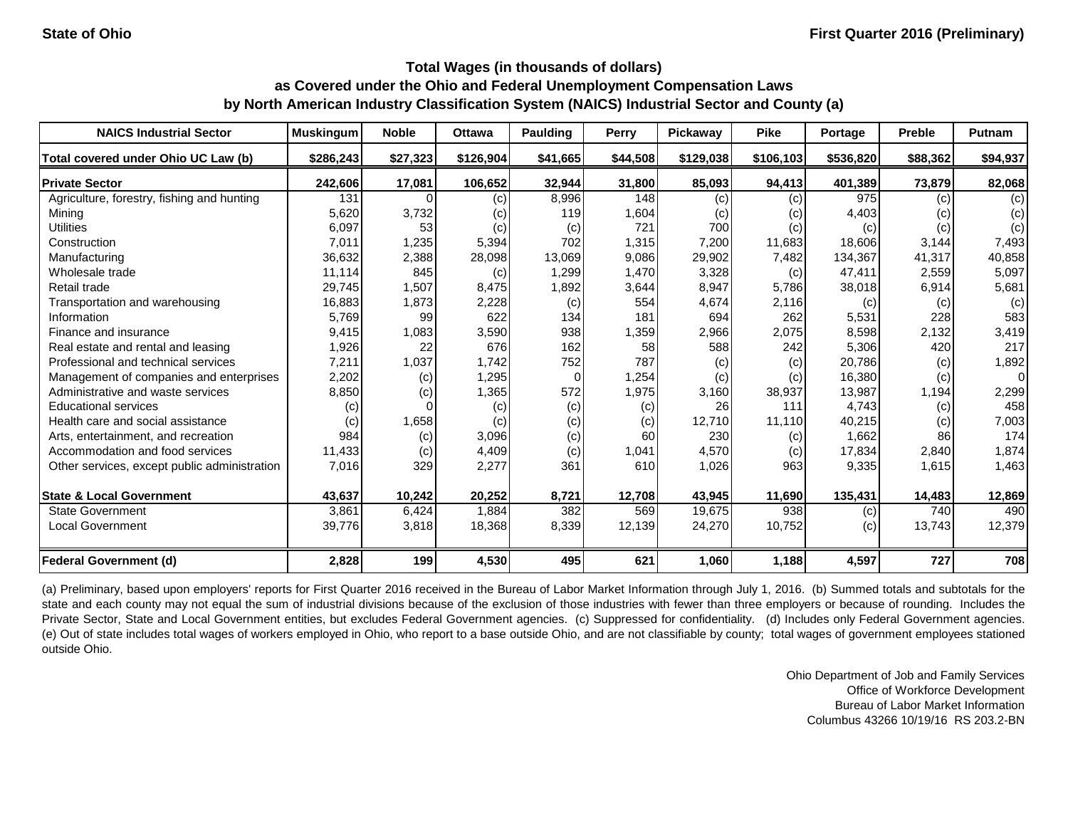State of Ohio

First Quarter 2016 (Preliminary)

## Total Wages (in thousands of dollars) as Covered under the Ohio and Federal Unemployment Compensation Laws by North American Industry Classification System (NAICS) Industrial Sector and County (a)

| NAICS Industrial Sector | Muskingum | Noble | Ottawa | Paulding | Perry | Pickaway | Pike | Portage | Preble | Putnam |
|---|---|---|---|---|---|---|---|---|---|---|
| **Total covered under Ohio UC Law (b)** | **$286,243** | **$27,323** | **$126,904** | **$41,665** | **$44,508** | **$129,038** | **$106,103** | **$536,820** | **$88,362** | **$94,937** |
| **Private Sector** | **242,606** | **17,081** | **106,652** | **32,944** | **31,800** | **85,093** | **94,413** | **401,389** | **73,879** | **82,068** |
| Agriculture, forestry, fishing and hunting | 131 | 0 | (c) | 8,996 | 148 | (c) | (c) | 975 | (c) | (c) |
| Mining | 5,620 | 3,732 | (c) | 119 | 1,604 | (c) | (c) | 4,403 | (c) | (c) |
| Utilities | 6,097 | 53 | (c) | (c) | 721 | 700 | (c) | (c) | (c) | (c) |
| Construction | 7,011 | 1,235 | 5,394 | 702 | 1,315 | 7,200 | 11,683 | 18,606 | 3,144 | 7,493 |
| Manufacturing | 36,632 | 2,388 | 28,098 | 13,069 | 9,086 | 29,902 | 7,482 | 134,367 | 41,317 | 40,858 |
| Wholesale trade | 11,114 | 845 | (c) | 1,299 | 1,470 | 3,328 | (c) | 47,411 | 2,559 | 5,097 |
| Retail trade | 29,745 | 1,507 | 8,475 | 1,892 | 3,644 | 8,947 | 5,786 | 38,018 | 6,914 | 5,681 |
| Transportation and warehousing | 16,883 | 1,873 | 2,228 | (c) | 554 | 4,674 | 2,116 | (c) | (c) | (c) |
| Information | 5,769 | 99 | 622 | 134 | 181 | 694 | 262 | 5,531 | 228 | 583 |
| Finance and insurance | 9,415 | 1,083 | 3,590 | 938 | 1,359 | 2,966 | 2,075 | 8,598 | 2,132 | 3,419 |
| Real estate and rental and leasing | 1,926 | 22 | 676 | 162 | 58 | 588 | 242 | 5,306 | 420 | 217 |
| Professional and technical services | 7,211 | 1,037 | 1,742 | 752 | 787 | (c) | (c) | 20,786 | (c) | 1,892 |
| Management of companies and enterprises | 2,202 | (c) | 1,295 | 0 | 1,254 | (c) | (c) | 16,380 | (c) | 0 |
| Administrative and waste services | 8,850 | (c) | 1,365 | 572 | 1,975 | 3,160 | 38,937 | 13,987 | 1,194 | 2,299 |
| Educational services | (c) | 0 | (c) | (c) | (c) | 26 | 111 | 4,743 | (c) | 458 |
| Health care and social assistance | (c) | 1,658 | (c) | (c) | (c) | 12,710 | 11,110 | 40,215 | (c) | 7,003 |
| Arts, entertainment, and recreation | 984 | (c) | 3,096 | (c) | 60 | 230 | (c) | 1,662 | 86 | 174 |
| Accommodation and food services | 11,433 | (c) | 4,409 | (c) | 1,041 | 4,570 | (c) | 17,834 | 2,840 | 1,874 |
| Other services, except public administration | 7,016 | 329 | 2,277 | 361 | 610 | 1,026 | 963 | 9,335 | 1,615 | 1,463 |
| **State & Local Government** | **43,637** | **10,242** | **20,252** | **8,721** | **12,708** | **43,945** | **11,690** | **135,431** | **14,483** | **12,869** |
| State Government | 3,861 | 6,424 | 1,884 | 382 | 569 | 19,675 | 938 | (c) | 740 | 490 |
| Local Government | 39,776 | 3,818 | 18,368 | 8,339 | 12,139 | 24,270 | 10,752 | (c) | 13,743 | 12,379 |
| **Federal Government (d)** | **2,828** | **199** | **4,530** | **495** | **621** | **1,060** | **1,188** | **4,597** | **727** | **708** |

(a) Preliminary, based upon employers' reports for First Quarter 2016 received in the Bureau of Labor Market Information through July 1, 2016. (b) Summed totals and subtotals for the state and each county may not equal the sum of industrial divisions because of the exclusion of those industries with fewer than three employers or because of rounding. Includes the Private Sector, State and Local Government entities, but excludes Federal Government agencies. (c) Suppressed for confidentiality. (d) Includes only Federal Government agencies. (e) Out of state includes total wages of workers employed in Ohio, who report to a base outside Ohio, and are not classifiable by county; total wages of government employees stationed outside Ohio.

Ohio Department of Job and Family Services
Office of Workforce Development
Bureau of Labor Market Information
Columbus 43266 10/19/16 RS 203.2-BN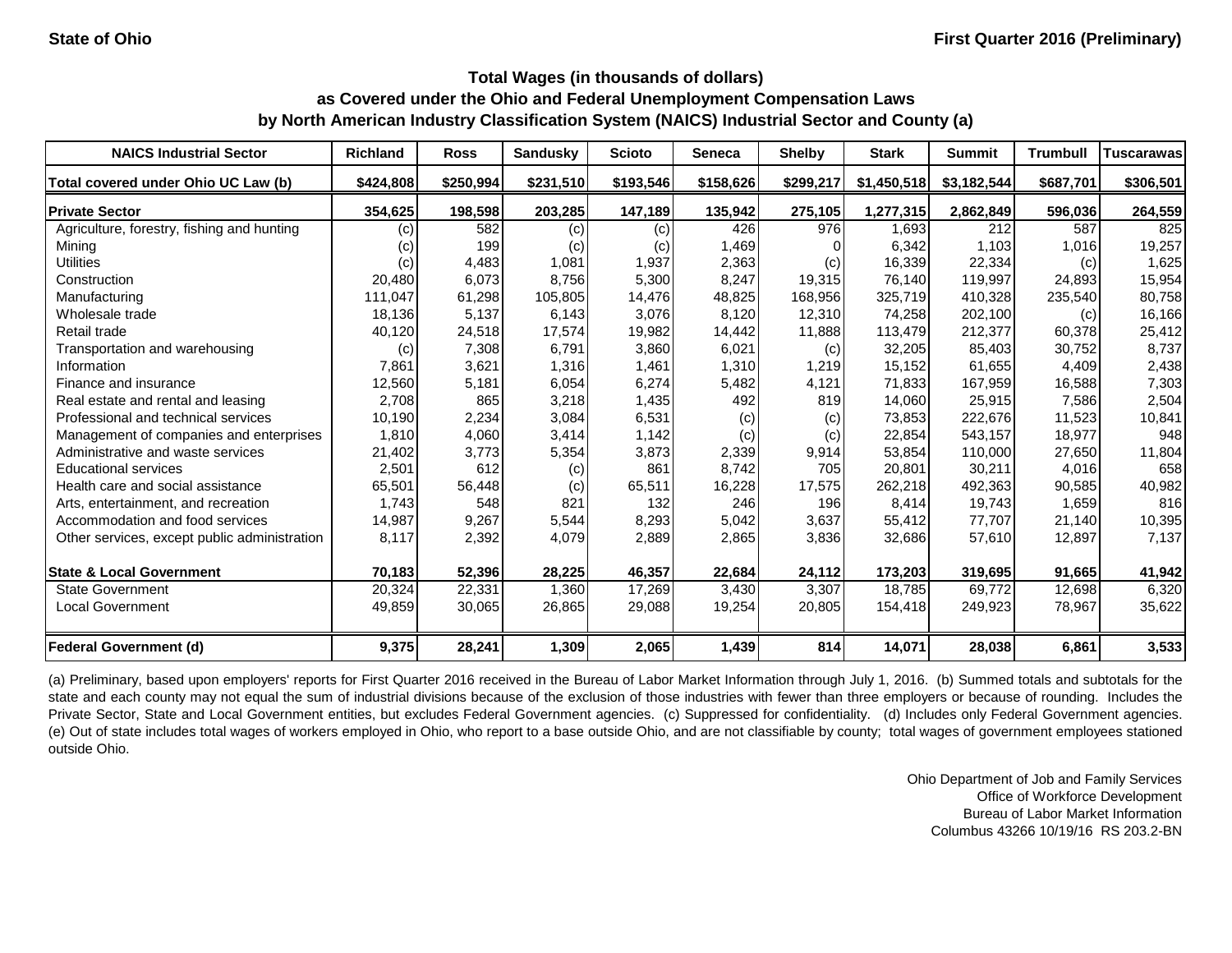State of Ohio

First Quarter 2016 (Preliminary)

## Total Wages (in thousands of dollars) as Covered under the Ohio and Federal Unemployment Compensation Laws by North American Industry Classification System (NAICS) Industrial Sector and County (a)

| NAICS Industrial Sector | Richland | Ross | Sandusky | Scioto | Seneca | Shelby | Stark | Summit | Trumbull | Tuscarawas |
|---|---|---|---|---|---|---|---|---|---|---|
| **Total covered under Ohio UC Law (b)** | **$424,808** | **$250,994** | **$231,510** | **$193,546** | **$158,626** | **$299,217** | **$1,450,518** | **$3,182,544** | **$687,701** | **$306,501** |
| **Private Sector** | **354,625** | **198,598** | **203,285** | **147,189** | **135,942** | **275,105** | **1,277,315** | **2,862,849** | **596,036** | **264,559** |
| Agriculture, forestry, fishing and hunting | (c) | 582 | (c) | (c) | 426 | 976 | 1,693 | 212 | 587 | 825 |
| Mining | (c) | 199 | (c) | (c) | 1,469 | 0 | 6,342 | 1,103 | 1,016 | 19,257 |
| Utilities | (c) | 4,483 | 1,081 | 1,937 | 2,363 | (c) | 16,339 | 22,334 | (c) | 1,625 |
| Construction | 20,480 | 6,073 | 8,756 | 5,300 | 8,247 | 19,315 | 76,140 | 119,997 | 24,893 | 15,954 |
| Manufacturing | 111,047 | 61,298 | 105,805 | 14,476 | 48,825 | 168,956 | 325,719 | 410,328 | 235,540 | 80,758 |
| Wholesale trade | 18,136 | 5,137 | 6,143 | 3,076 | 8,120 | 12,310 | 74,258 | 202,100 | (c) | 16,166 |
| Retail trade | 40,120 | 24,518 | 17,574 | 19,982 | 14,442 | 11,888 | 113,479 | 212,377 | 60,378 | 25,412 |
| Transportation and warehousing | (c) | 7,308 | 6,791 | 3,860 | 6,021 | (c) | 32,205 | 85,403 | 30,752 | 8,737 |
| Information | 7,861 | 3,621 | 1,316 | 1,461 | 1,310 | 1,219 | 15,152 | 61,655 | 4,409 | 2,438 |
| Finance and insurance | 12,560 | 5,181 | 6,054 | 6,274 | 5,482 | 4,121 | 71,833 | 167,959 | 16,588 | 7,303 |
| Real estate and rental and leasing | 2,708 | 865 | 3,218 | 1,435 | 492 | 819 | 14,060 | 25,915 | 7,586 | 2,504 |
| Professional and technical services | 10,190 | 2,234 | 3,084 | 6,531 | (c) | (c) | 73,853 | 222,676 | 11,523 | 10,841 |
| Management of companies and enterprises | 1,810 | 4,060 | 3,414 | 1,142 | (c) | (c) | 22,854 | 543,157 | 18,977 | 948 |
| Administrative and waste services | 21,402 | 3,773 | 5,354 | 3,873 | 2,339 | 9,914 | 53,854 | 110,000 | 27,650 | 11,804 |
| Educational services | 2,501 | 612 | (c) | 861 | 8,742 | 705 | 20,801 | 30,211 | 4,016 | 658 |
| Health care and social assistance | 65,501 | 56,448 | (c) | 65,511 | 16,228 | 17,575 | 262,218 | 492,363 | 90,585 | 40,982 |
| Arts, entertainment, and recreation | 1,743 | 548 | 821 | 132 | 246 | 196 | 8,414 | 19,743 | 1,659 | 816 |
| Accommodation and food services | 14,987 | 9,267 | 5,544 | 8,293 | 5,042 | 3,637 | 55,412 | 77,707 | 21,140 | 10,395 |
| Other services, except public administration | 8,117 | 2,392 | 4,079 | 2,889 | 2,865 | 3,836 | 32,686 | 57,610 | 12,897 | 7,137 |
| **State & Local Government** | **70,183** | **52,396** | **28,225** | **46,357** | **22,684** | **24,112** | **173,203** | **319,695** | **91,665** | **41,942** |
| State Government | 20,324 | 22,331 | 1,360 | 17,269 | 3,430 | 3,307 | 18,785 | 69,772 | 12,698 | 6,320 |
| Local Government | 49,859 | 30,065 | 26,865 | 29,088 | 19,254 | 20,805 | 154,418 | 249,923 | 78,967 | 35,622 |
| **Federal Government (d)** | **9,375** | **28,241** | **1,309** | **2,065** | **1,439** | **814** | **14,071** | **28,038** | **6,861** | **3,533** |

(a) Preliminary, based upon employers' reports for First Quarter 2016 received in the Bureau of Labor Market Information through July 1, 2016. (b) Summed totals and subtotals for the state and each county may not equal the sum of industrial divisions because of the exclusion of those industries with fewer than three employers or because of rounding. Includes the Private Sector, State and Local Government entities, but excludes Federal Government agencies. (c) Suppressed for confidentiality. (d) Includes only Federal Government agencies. (e) Out of state includes total wages of workers employed in Ohio, who report to a base outside Ohio, and are not classifiable by county; total wages of government employees stationed outside Ohio.

Ohio Department of Job and Family Services
Office of Workforce Development
Bureau of Labor Market Information
Columbus 43266 10/19/16 RS 203.2-BN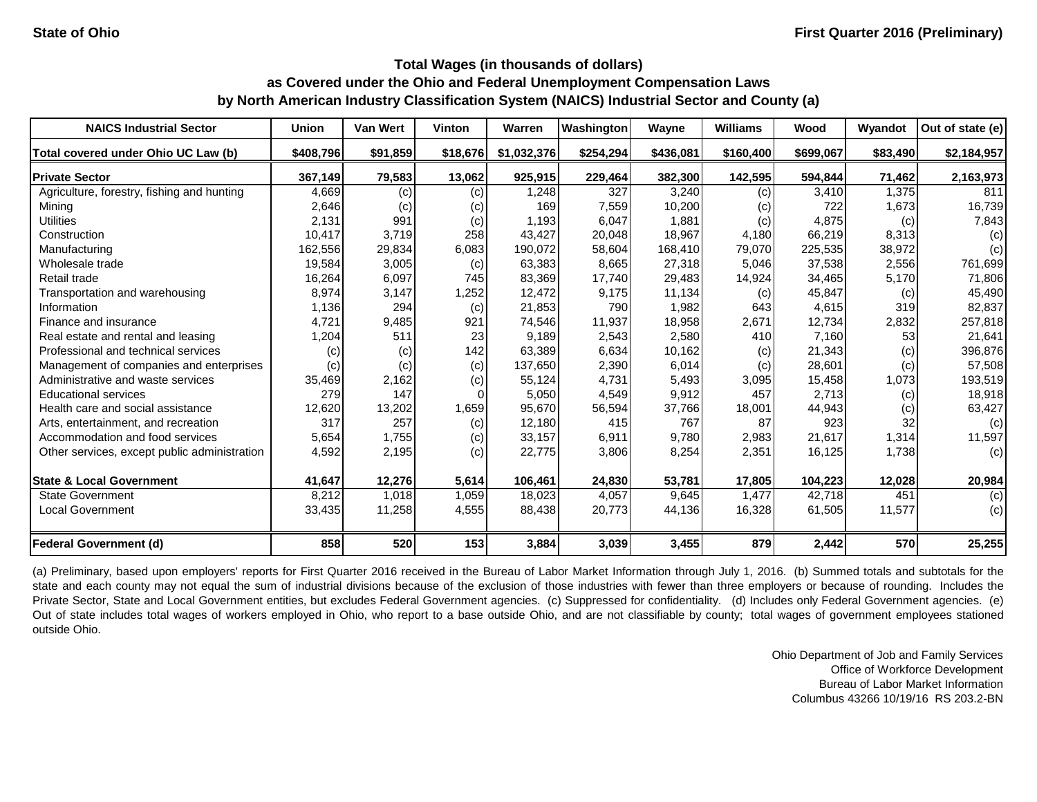State of Ohio

First Quarter 2016 (Preliminary)

## Total Wages (in thousands of dollars)
## as Covered under the Ohio and Federal Unemployment Compensation Laws
## by North American Industry Classification System (NAICS) Industrial Sector and County (a)

| NAICS Industrial Sector | Union | Van Wert | Vinton | Warren | Washington | Wayne | Williams | Wood | Wyandot | Out of state (e) |
|---|---|---|---|---|---|---|---|---|---|---|
| **Total covered under Ohio UC Law (b)** | **$408,796** | **$91,859** | **$18,676** | **$1,032,376** | **$254,294** | **$436,081** | **$160,400** | **$699,067** | **$83,490** | **$2,184,957** |
| **Private Sector** | **367,149** | **79,583** | **13,062** | **925,915** | **229,464** | **382,300** | **142,595** | **594,844** | **71,462** | **2,163,973** |
| Agriculture, forestry, fishing and hunting | 4,669 | (c) | (c) | 1,248 | 327 | 3,240 | (c) | 3,410 | 1,375 | 811 |
| Mining | 2,646 | (c) | (c) | 169 | 7,559 | 10,200 | (c) | 722 | 1,673 | 16,739 |
| Utilities | 2,131 | 991 | (c) | 1,193 | 6,047 | 1,881 | (c) | 4,875 | (c) | 7,843 |
| Construction | 10,417 | 3,719 | 258 | 43,427 | 20,048 | 18,967 | 4,180 | 66,219 | 8,313 | (c) |
| Manufacturing | 162,556 | 29,834 | 6,083 | 190,072 | 58,604 | 168,410 | 79,070 | 225,535 | 38,972 | (c) |
| Wholesale trade | 19,584 | 3,005 | (c) | 63,383 | 8,665 | 27,318 | 5,046 | 37,538 | 2,556 | 761,699 |
| Retail trade | 16,264 | 6,097 | 745 | 83,369 | 17,740 | 29,483 | 14,924 | 34,465 | 5,170 | 71,806 |
| Transportation and warehousing | 8,974 | 3,147 | 1,252 | 12,472 | 9,175 | 11,134 | (c) | 45,847 | (c) | 45,490 |
| Information | 1,136 | 294 | (c) | 21,853 | 790 | 1,982 | 643 | 4,615 | 319 | 82,837 |
| Finance and insurance | 4,721 | 9,485 | 921 | 74,546 | 11,937 | 18,958 | 2,671 | 12,734 | 2,832 | 257,818 |
| Real estate and rental and leasing | 1,204 | 511 | 23 | 9,189 | 2,543 | 2,580 | 410 | 7,160 | 53 | 21,641 |
| Professional and technical services | (c) | (c) | 142 | 63,389 | 6,634 | 10,162 | (c) | 21,343 | (c) | 396,876 |
| Management of companies and enterprises | (c) | (c) | (c) | 137,650 | 2,390 | 6,014 | (c) | 28,601 | (c) | 57,508 |
| Administrative and waste services | 35,469 | 2,162 | (c) | 55,124 | 4,731 | 5,493 | 3,095 | 15,458 | 1,073 | 193,519 |
| Educational services | 279 | 147 | 0 | 5,050 | 4,549 | 9,912 | 457 | 2,713 | (c) | 18,918 |
| Health care and social assistance | 12,620 | 13,202 | 1,659 | 95,670 | 56,594 | 37,766 | 18,001 | 44,943 | (c) | 63,427 |
| Arts, entertainment, and recreation | 317 | 257 | (c) | 12,180 | 415 | 767 | 87 | 923 | 32 | (c) |
| Accommodation and food services | 5,654 | 1,755 | (c) | 33,157 | 6,911 | 9,780 | 2,983 | 21,617 | 1,314 | 11,597 |
| Other services, except public administration | 4,592 | 2,195 | (c) | 22,775 | 3,806 | 8,254 | 2,351 | 16,125 | 1,738 | (c) |
| **State & Local Government** | **41,647** | **12,276** | **5,614** | **106,461** | **24,830** | **53,781** | **17,805** | **104,223** | **12,028** | **20,984** |
| State Government | 8,212 | 1,018 | 1,059 | 18,023 | 4,057 | 9,645 | 1,477 | 42,718 | 451 | (c) |
| Local Government | 33,435 | 11,258 | 4,555 | 88,438 | 20,773 | 44,136 | 16,328 | 61,505 | 11,577 | (c) |
| **Federal Government (d)** | **858** | **520** | **153** | **3,884** | **3,039** | **3,455** | **879** | **2,442** | **570** | **25,255** |

(a) Preliminary, based upon employers' reports for First Quarter 2016 received in the Bureau of Labor Market Information through July 1, 2016. (b) Summed totals and subtotals for the state and each county may not equal the sum of industrial divisions because of the exclusion of those industries with fewer than three employers or because of rounding. Includes the Private Sector, State and Local Government entities, but excludes Federal Government agencies. (c) Suppressed for confidentiality. (d) Includes only Federal Government agencies. (e) Out of state includes total wages of workers employed in Ohio, who report to a base outside Ohio, and are not classifiable by county; total wages of government employees stationed outside Ohio.

Ohio Department of Job and Family Services
Office of Workforce Development
Bureau of Labor Market Information
Columbus 43266 10/19/16 RS 203.2-BN